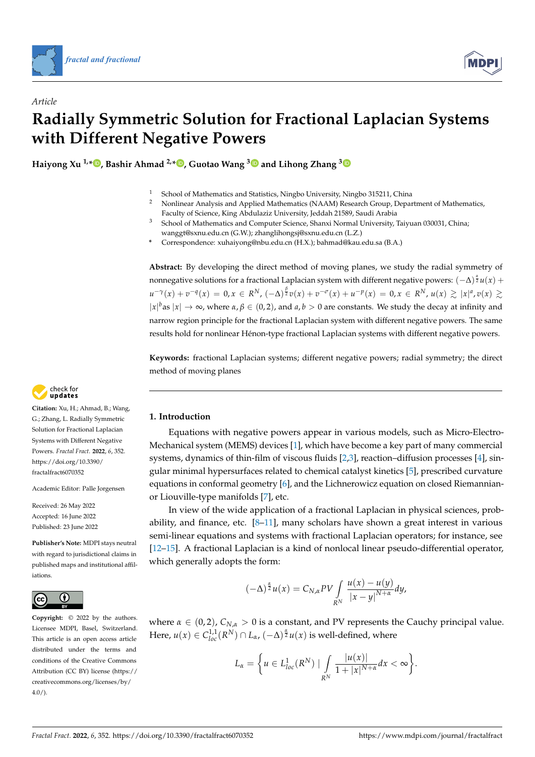*Article*

# Radially Symmetric Solution for Fractional Laplacian Systems with Different Negative Powers

**Haiyong Xu [1,*], Bashir Ahmad [2,*], Guotao Wang [3] and Lihong Zhang [3]**

[1] School of Mathematics and Statistics, Ningbo University, Ningbo 315211, China
[2] Nonlinear Analysis and Applied Mathematics (NAAM) Research Group, Department of Mathematics, Faculty of Science, King Abdulaziz University, Jeddah 21589, Saudi Arabia
[3] School of Mathematics and Computer Science, Shanxi Normal University, Taiyuan 030031, China; wanggt@sxnu.edu.cn (G.W.); zhanglihongsj@sxnu.edu.cn (L.Z.)
* Correspondence: xuhaiyong@nbu.edu.cn (H.X.); bahmad@kau.edu.sa (B.A.)

**Abstract:** By developing the direct method of moving planes, we study the radial symmetry of nonnegative solutions for a fractional Laplacian system with different negative powers: $(-\Delta)^{\frac{\alpha}{2}}u(x) + u^{-\gamma}(x) + v^{-q}(x) = 0, x \in R^N$, $(-\Delta)^{\frac{\beta}{2}}v(x) + v^{-\sigma}(x) + u^{-p}(x) = 0, x \in R^N$, $u(x) \gtrsim |x|^a, v(x) \gtrsim |x|^b$as $|x| \to \infty$, where $\alpha, \beta \in (0,2)$, and $a, b > 0$ are constants. We study the decay at infinity and narrow region principle for the fractional Laplacian system with different negative powers. The same results hold for nonlinear Hénon-type fractional Laplacian systems with different negative powers.

**Keywords:** fractional Laplacian systems; different negative powers; radial symmetry; the direct method of moving planes

**Citation:** Xu, H.; Ahmad, B.; Wang, G.; Zhang, L. Radially Symmetric Solution for Fractional Laplacian Systems with Different Negative Powers. *Fractal Fract.* **2022**, *6*, 352. https://doi.org/10.3390/fractalfract6070352

Academic Editor: Palle Jorgensen

Received: 26 May 2022
Accepted: 16 June 2022
Published: 23 June 2022

**Publisher's Note:** MDPI stays neutral with regard to jurisdictional claims in published maps and institutional affiliations.

**Copyright:** © 2022 by the authors. Licensee MDPI, Basel, Switzerland. This article is an open access article distributed under the terms and conditions of the Creative Commons Attribution (CC BY) license (https://creativecommons.org/licenses/by/4.0/).

## 1. Introduction

Equations with negative powers appear in various models, such as Micro-Electro-Mechanical system (MEMS) devices [1], which have become a key part of many commercial systems, dynamics of thin-film of viscous fluids [2,3], reaction–diffusion processes [4], singular minimal hypersurfaces related to chemical catalyst kinetics [5], prescribed curvature equations in conformal geometry [6], and the Lichnerowicz equation on closed Riemannian- or Liouville-type manifolds [7], etc.

In view of the wide application of a fractional Laplacian in physical sciences, probability, and finance, etc. [8–11], many scholars have shown a great interest in various semi-linear equations and systems with fractional Laplacian operators; for instance, see [12–15]. A fractional Laplacian is a kind of nonlocal linear pseudo-differential operator, which generally adopts the form:

$$(-\Delta)^{\frac{\alpha}{2}}u(x) = C_{N,\alpha} PV \int_{R^N} \frac{u(x) - u(y)}{|x-y|^{N+\alpha}} dy,$$

where $\alpha \in (0,2)$, $C_{N,\alpha} > 0$ is a constant, and PV represents the Cauchy principal value. Here, $u(x) \in C^{1,1}_{loc}(R^N) \cap L_\alpha$, $(-\Delta)^{\frac{\alpha}{2}}u(x)$ is well-defined, where

$$L_\alpha = \left\{ u \in L^1_{loc}(R^N) \mid \int_{R^N} \frac{|u(x)|}{1 + |x|^{N+\alpha}} dx < \infty \right\}.$$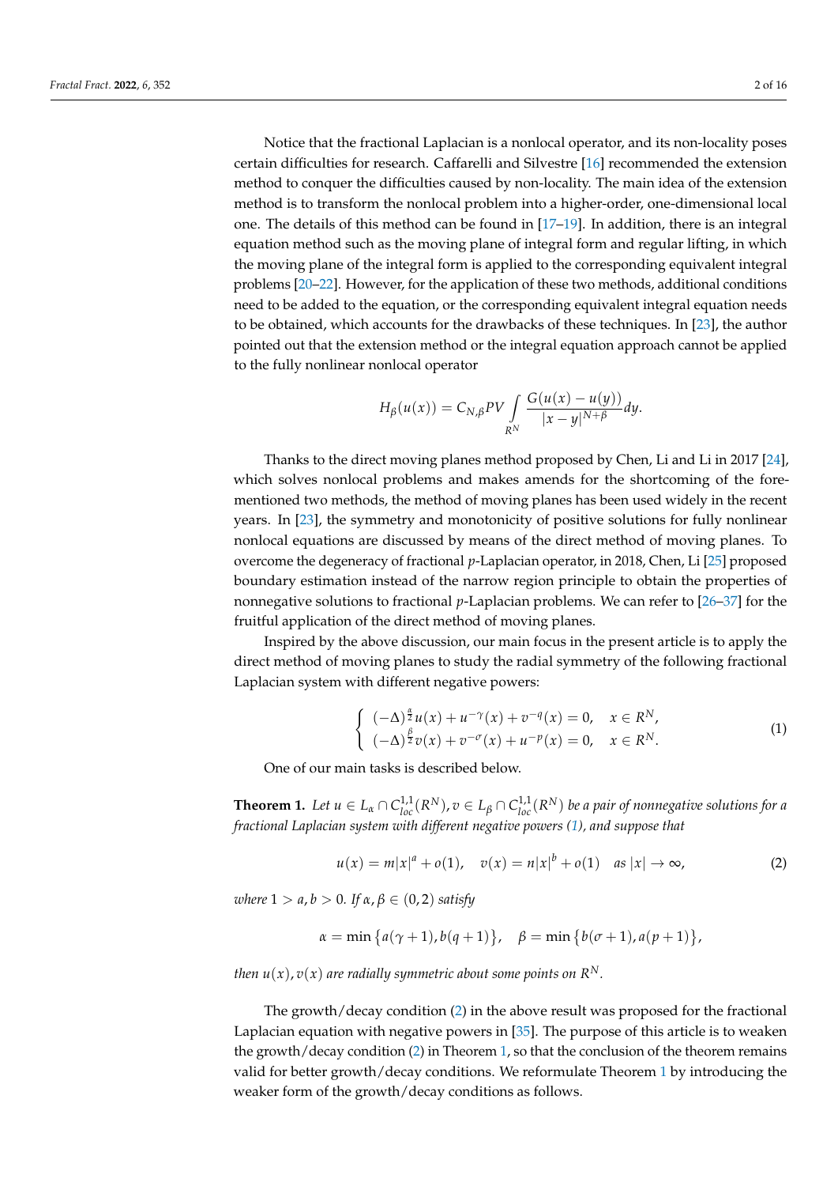Notice that the fractional Laplacian is a nonlocal operator, and its non-locality poses certain difficulties for research. Caffarelli and Silvestre [16] recommended the extension method to conquer the difficulties caused by non-locality. The main idea of the extension method is to transform the nonlocal problem into a higher-order, one-dimensional local one. The details of this method can be found in [17–19]. In addition, there is an integral equation method such as the moving plane of integral form and regular lifting, in which the moving plane of the integral form is applied to the corresponding equivalent integral problems [20–22]. However, for the application of these two methods, additional conditions need to be added to the equation, or the corresponding equivalent integral equation needs to be obtained, which accounts for the drawbacks of these techniques. In [23], the author pointed out that the extension method or the integral equation approach cannot be applied to the fully nonlinear nonlocal operator

$$H_\beta(u(x)) = C_{N,\beta} PV \int_{R^N} \frac{G(u(x) - u(y))}{|x-y|^{N+\beta}} dy.$$

Thanks to the direct moving planes method proposed by Chen, Li and Li in 2017 [24], which solves nonlocal problems and makes amends for the shortcoming of the forementioned two methods, the method of moving planes has been used widely in the recent years. In [23], the symmetry and monotonicity of positive solutions for fully nonlinear nonlocal equations are discussed by means of the direct method of moving planes. To overcome the degeneracy of fractional $p$-Laplacian operator, in 2018, Chen, Li [25] proposed boundary estimation instead of the narrow region principle to obtain the properties of nonnegative solutions to fractional $p$-Laplacian problems. We can refer to [26–37] for the fruitful application of the direct method of moving planes.

Inspired by the above discussion, our main focus in the present article is to apply the direct method of moving planes to study the radial symmetry of the following fractional Laplacian system with different negative powers:

$$\begin{cases} (-\Delta)^{\frac{\alpha}{2}} u(x) + u^{-\gamma}(x) + v^{-q}(x) = 0, & x \in R^N, \\ (-\Delta)^{\frac{\beta}{2}} v(x) + v^{-\sigma}(x) + u^{-p}(x) = 0, & x \in R^N. \end{cases} \tag{1}$$

One of our main tasks is described below.

**Theorem 1.** *Let $u \in L_\alpha \cap C^{1,1}_{loc}(R^N)$, $v \in L_\beta \cap C^{1,1}_{loc}(R^N)$ be a pair of nonnegative solutions for a fractional Laplacian system with different negative powers (1), and suppose that*

$$u(x) = m|x|^a + o(1), \quad v(x) = n|x|^b + o(1) \quad \text{as } |x| \to \infty, \tag{2}$$

*where $1 > a, b > 0$. If $\alpha, \beta \in (0,2)$ satisfy*

$$\alpha = \min\{a(\gamma+1), b(q+1)\}, \quad \beta = \min\{b(\sigma+1), a(p+1)\},$$

*then $u(x), v(x)$ are radially symmetric about some points on $R^N$.*

The growth/decay condition (2) in the above result was proposed for the fractional Laplacian equation with negative powers in [35]. The purpose of this article is to weaken the growth/decay condition (2) in Theorem 1, so that the conclusion of the theorem remains valid for better growth/decay conditions. We reformulate Theorem 1 by introducing the weaker form of the growth/decay conditions as follows.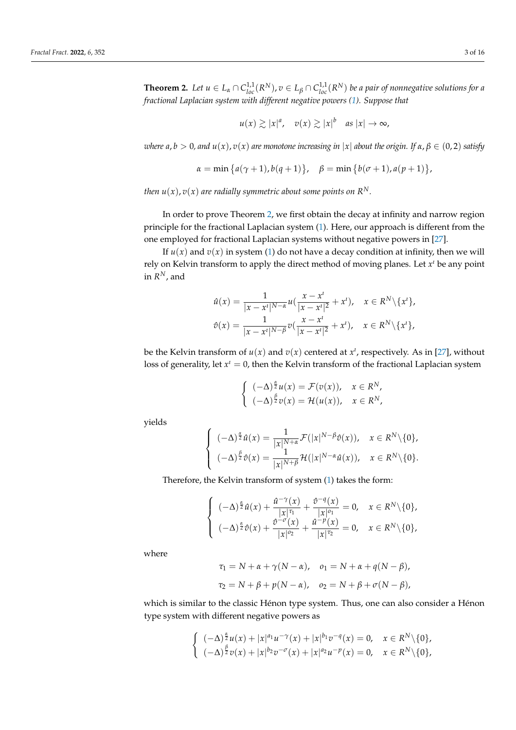**Theorem 2.** *Let $u \in L_\alpha \cap C^{1,1}_{loc}(R^N), v \in L_\beta \cap C^{1,1}_{loc}(R^N)$ be a pair of nonnegative solutions for a fractional Laplacian system with different negative powers (1). Suppose that*

$$u(x) \gtrsim |x|^a, \quad v(x) \gtrsim |x|^b \quad \text{as } |x| \to \infty,$$

*where $a, b > 0$, and $u(x), v(x)$ are monotone increasing in $|x|$ about the origin. If $\alpha, \beta \in (0,2)$ satisfy*

$$\alpha = \min\{a(\gamma+1), b(q+1)\}, \quad \beta = \min\{b(\sigma+1), a(p+1)\},$$

*then $u(x), v(x)$ are radially symmetric about some points on $R^N$.*

In order to prove Theorem 2, we first obtain the decay at infinity and narrow region principle for the fractional Laplacian system (1). Here, our approach is different from the one employed for fractional Laplacian systems without negative powers in [27].

If $u(x)$ and $v(x)$ in system (1) do not have a decay condition at infinity, then we will rely on Kelvin transform to apply the direct method of moving planes. Let $x^\iota$ be any point in $R^N$, and

$$\hat{u}(x) = \frac{1}{|x-x^\iota|^{N-\alpha}} u\Big(\frac{x-x^\iota}{|x-x^\iota|^2} + x^\iota\Big), \quad x \in R^N \backslash \{x^\iota\},$$
$$\hat{v}(x) = \frac{1}{|x-x^\iota|^{N-\beta}} v\Big(\frac{x-x^\iota}{|x-x^\iota|^2} + x^\iota\Big), \quad x \in R^N \backslash \{x^\iota\},$$

be the Kelvin transform of $u(x)$ and $v(x)$ centered at $x^\iota$, respectively. As in [27], without loss of generality, let $x^\iota = 0$, then the Kelvin transform of the fractional Laplacian system

$$\begin{cases} (-\Delta)^{\frac{\alpha}{2}} u(x) = \mathcal{F}(v(x)), & x \in R^N, \\ (-\Delta)^{\frac{\beta}{2}} v(x) = \mathcal{H}(u(x)), & x \in R^N, \end{cases}$$

yields

$$\begin{cases} (-\Delta)^{\frac{\alpha}{2}} \hat{u}(x) = \dfrac{1}{|x|^{N+\alpha}} \mathcal{F}(|x|^{N-\beta} \hat{v}(x)), & x \in R^N \backslash \{0\}, \\ (-\Delta)^{\frac{\beta}{2}} \hat{v}(x) = \dfrac{1}{|x|^{N+\beta}} \mathcal{H}(|x|^{N-\alpha} \hat{u}(x)), & x \in R^N \backslash \{0\}. \end{cases}$$

Therefore, the Kelvin transform of system (1) takes the form:

$$\begin{cases} (-\Delta)^{\frac{\alpha}{2}} \hat{u}(x) + \dfrac{\hat{u}^{-\gamma}(x)}{|x|^{\tau_1}} + \dfrac{\hat{v}^{-q}(x)}{|x|^{o_1}} = 0, & x \in R^N \backslash \{0\}, \\ (-\Delta)^{\frac{\alpha}{2}} \hat{v}(x) + \dfrac{\hat{v}^{-\sigma}(x)}{|x|^{o_2}} + \dfrac{\hat{u}^{-p}(x)}{|x|^{\tau_2}} = 0, & x \in R^N \backslash \{0\}, \end{cases}$$

where

$$\tau_1 = N + \alpha + \gamma(N-\alpha), \quad o_1 = N + \alpha + q(N-\beta),$$
$$\tau_2 = N + \beta + p(N-\alpha), \quad o_2 = N + \beta + \sigma(N-\beta),$$

which is similar to the classic Hénon type system. Thus, one can also consider a Hénon type system with different negative powers as

$$\begin{cases} (-\Delta)^{\frac{\alpha}{2}} u(x) + |x|^{a_1} u^{-\gamma}(x) + |x|^{b_1} v^{-q}(x) = 0, & x \in R^N \backslash \{0\}, \\ (-\Delta)^{\frac{\beta}{2}} v(x) + |x|^{b_2} v^{-\sigma}(x) + |x|^{a_2} u^{-p}(x) = 0, & x \in R^N \backslash \{0\}, \end{cases}$$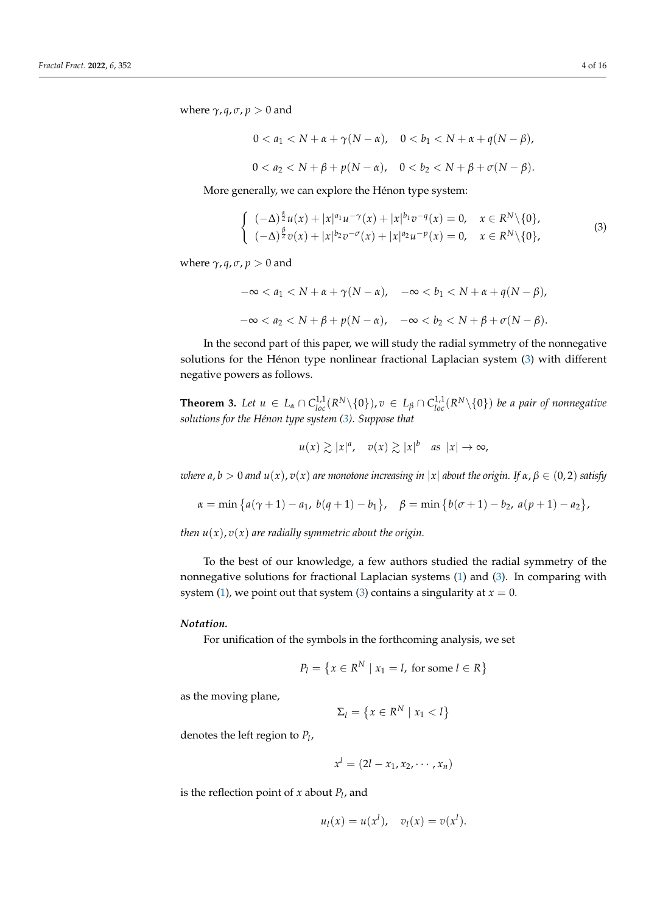where $\gamma, q, \sigma, p > 0$ and

$$0 < a_1 < N + \alpha + \gamma(N - \alpha), \quad 0 < b_1 < N + \alpha + q(N - \beta),$$

$$0 < a_2 < N + \beta + p(N - \alpha), \quad 0 < b_2 < N + \beta + \sigma(N - \beta).$$

More generally, we can explore the Hénon type system:

$$\begin{cases} (-\Delta)^{\frac{\alpha}{2}} u(x) + |x|^{a_1} u^{-\gamma}(x) + |x|^{b_1} v^{-q}(x) = 0, & x \in R^N \backslash \{0\}, \\ (-\Delta)^{\frac{\beta}{2}} v(x) + |x|^{b_2} v^{-\sigma}(x) + |x|^{a_2} u^{-p}(x) = 0, & x \in R^N \backslash \{0\}, \end{cases} \tag{3}$$

where $\gamma, q, \sigma, p > 0$ and

$$-\infty < a_1 < N + \alpha + \gamma(N - \alpha), \quad -\infty < b_1 < N + \alpha + q(N - \beta),$$

$$-\infty < a_2 < N + \beta + p(N - \alpha), \quad -\infty < b_2 < N + \beta + \sigma(N - \beta).$$

In the second part of this paper, we will study the radial symmetry of the nonnegative solutions for the Hénon type nonlinear fractional Laplacian system (3) with different negative powers as follows.

**Theorem 3.** *Let $u \in L_\alpha \cap C^{1,1}_{loc}(R^N \backslash \{0\}), v \in L_\beta \cap C^{1,1}_{loc}(R^N \backslash \{0\})$ be a pair of nonnegative solutions for the Hénon type system (3). Suppose that*

$$u(x) \gtrsim |x|^a, \quad v(x) \gtrsim |x|^b \quad as \ \ |x| \to \infty,$$

*where $a, b > 0$ and $u(x), v(x)$ are monotone increasing in $|x|$ about the origin. If $\alpha, \beta \in (0, 2)$ satisfy*

$$\alpha = \min\left\{a(\gamma + 1) - a_1, \ b(q + 1) - b_1\right\}, \quad \beta = \min\left\{b(\sigma + 1) - b_2, \ a(p + 1) - a_2\right\},$$

*then $u(x), v(x)$ are radially symmetric about the origin.*

To the best of our knowledge, a few authors studied the radial symmetry of the nonnegative solutions for fractional Laplacian systems (1) and (3). In comparing with system (1), we point out that system (3) contains a singularity at $x = 0$.

***Notation.***

For unification of the symbols in the forthcoming analysis, we set

$$P_l = \left\{x \in R^N \mid x_1 = l, \text{ for some } l \in R\right\}$$

as the moving plane,

$$\Sigma_l = \left\{x \in R^N \mid x_1 < l\right\}$$

denotes the left region to $P_l$,

$$x^l = (2l - x_1, x_2, \cdots, x_n)$$

is the reflection point of $x$ about $P_l$, and

$$u_l(x) = u(x^l), \quad v_l(x) = v(x^l).$$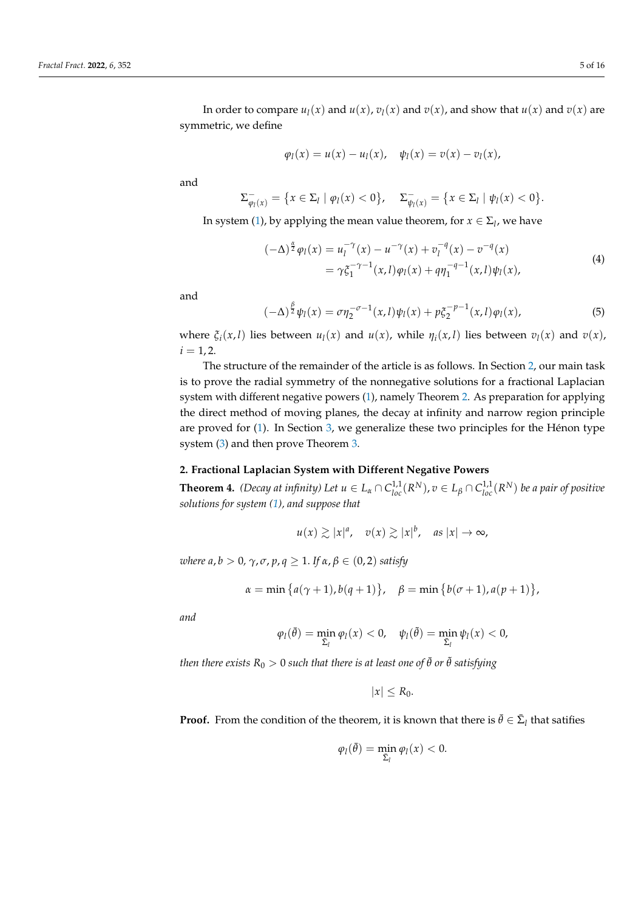In order to compare $u_l(x)$ and $u(x)$, $v_l(x)$ and $v(x)$, and show that $u(x)$ and $v(x)$ are symmetric, we define

$$\varphi_l(x) = u(x) - u_l(x), \quad \psi_l(x) = v(x) - v_l(x),$$

and

$$\Sigma^-_{\varphi_l(x)} = \{x \in \Sigma_l \mid \varphi_l(x) < 0\}, \quad \Sigma^-_{\psi_l(x)} = \{x \in \Sigma_l \mid \psi_l(x) < 0\}.$$

In system (1), by applying the mean value theorem, for $x \in \Sigma_l$, we have

$$\begin{aligned}(-\Delta)^{\frac{\alpha}{2}}\varphi_l(x) &= u_l^{-\gamma}(x) - u^{-\gamma}(x) + v_l^{-q}(x) - v^{-q}(x) \\ &= \gamma\xi_1^{-\gamma-1}(x,l)\varphi_l(x) + q\eta_1^{-q-1}(x,l)\psi_l(x),\end{aligned} \tag{4}$$

and

$$(-\Delta)^{\frac{\beta}{2}}\psi_l(x) = \sigma\eta_2^{-\sigma-1}(x,l)\psi_l(x) + p\xi_2^{-p-1}(x,l)\varphi_l(x), \tag{5}$$

where $\xi_i(x,l)$ lies between $u_l(x)$ and $u(x)$, while $\eta_i(x,l)$ lies between $v_l(x)$ and $v(x)$, $i = 1,2$.

The structure of the remainder of the article is as follows. In Section 2, our main task is to prove the radial symmetry of the nonnegative solutions for a fractional Laplacian system with different negative powers (1), namely Theorem 2. As preparation for applying the direct method of moving planes, the decay at infinity and narrow region principle are proved for (1). In Section 3, we generalize these two principles for the Hénon type system (3) and then prove Theorem 3.

## 2. Fractional Laplacian System with Different Negative Powers

**Theorem 4.** *(Decay at infinity) Let $u \in L_\alpha \cap C^{1,1}_{loc}(R^N)$, $v \in L_\beta \cap C^{1,1}_{loc}(R^N)$ be a pair of positive solutions for system (1), and suppose that*

$$u(x) \gtrsim |x|^a, \quad v(x) \gtrsim |x|^b, \quad as\ |x| \to \infty,$$

*where $a, b > 0$, $\gamma, \sigma, p, q \geq 1$. If $\alpha, \beta \in (0,2)$ satisfy*

$$\alpha = \min\{a(\gamma+1), b(q+1)\}, \quad \beta = \min\{b(\sigma+1), a(p+1)\},$$

*and*

$$\varphi_l(\bar{\theta}) = \min_{\bar{\Sigma}_l} \varphi_l(x) < 0, \quad \psi_l(\tilde{\theta}) = \min_{\bar{\Sigma}_l} \psi_l(x) < 0,$$

*then there exists $R_0 > 0$ such that there is at least one of $\bar{\theta}$ or $\tilde{\theta}$ satisfying*

$$|x| \leq R_0.$$

**Proof.** From the condition of the theorem, it is known that there is $\bar{\theta} \in \bar{\Sigma}_l$ that satifies

$$\varphi_l(\bar{\theta}) = \min_{\bar{\Sigma}_l} \varphi_l(x) < 0.$$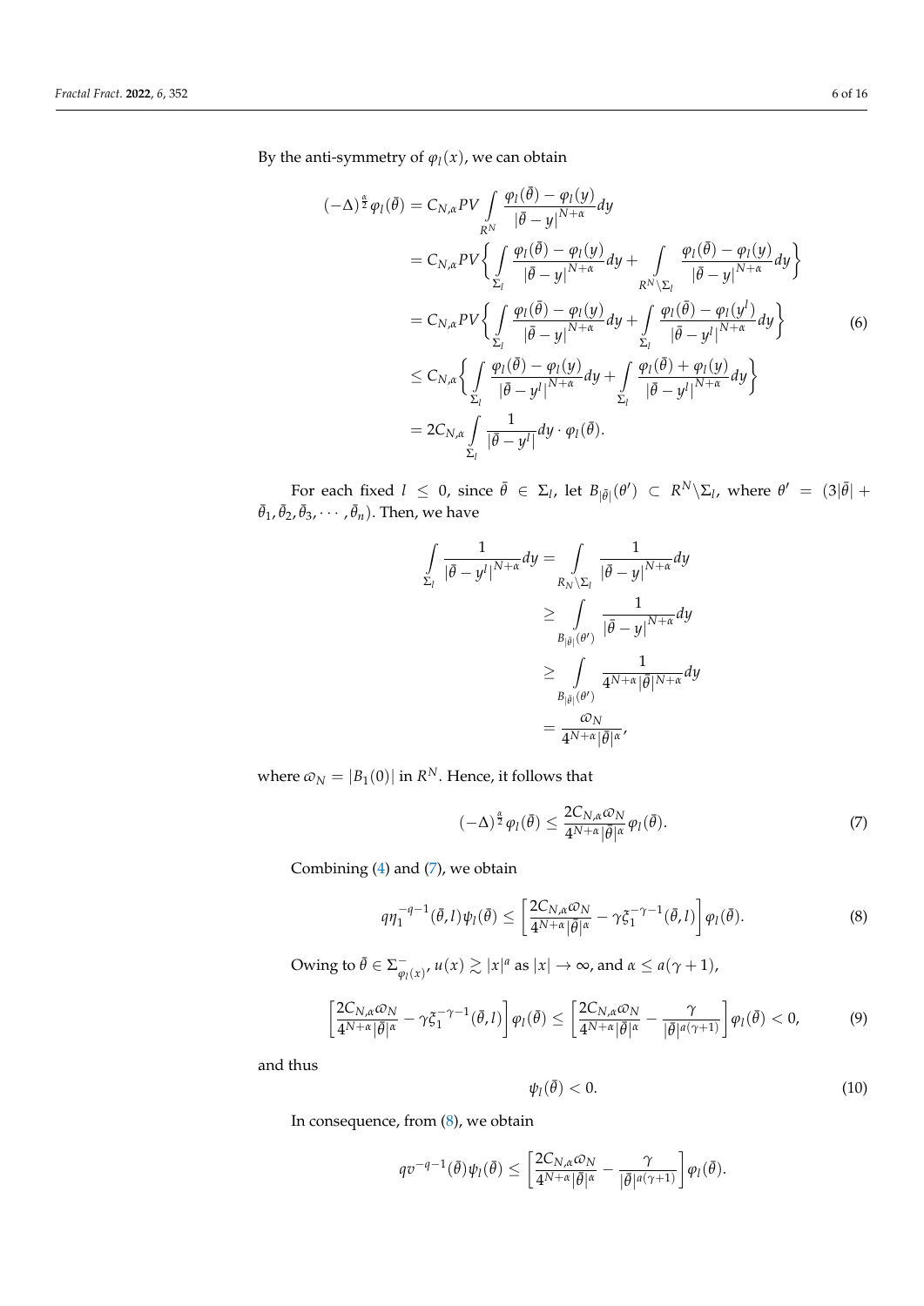By the anti-symmetry of $\varphi_l(x)$, we can obtain

$$
\begin{aligned}
(-\Delta)^{\frac{\alpha}{2}}\varphi_l(\bar{\theta}) &= C_{N,\alpha} PV \int_{R^N} \frac{\varphi_l(\bar{\theta}) - \varphi_l(y)}{|\bar{\theta} - y|^{N+\alpha}} dy \\
&= C_{N,\alpha} PV \left\{ \int_{\Sigma_l} \frac{\varphi_l(\bar{\theta}) - \varphi_l(y)}{|\bar{\theta} - y|^{N+\alpha}} dy + \int_{R^N \setminus \Sigma_l} \frac{\varphi_l(\bar{\theta}) - \varphi_l(y)}{|\bar{\theta} - y|^{N+\alpha}} dy \right\} \\
&= C_{N,\alpha} PV \left\{ \int_{\Sigma_l} \frac{\varphi_l(\bar{\theta}) - \varphi_l(y)}{|\bar{\theta} - y|^{N+\alpha}} dy + \int_{\Sigma_l} \frac{\varphi_l(\bar{\theta}) - \varphi_l(y^l)}{|\bar{\theta} - y^l|^{N+\alpha}} dy \right\} \\
&\leq C_{N,\alpha} \left\{ \int_{\Sigma_l} \frac{\varphi_l(\bar{\theta}) - \varphi_l(y)}{|\bar{\theta} - y^l|^{N+\alpha}} dy + \int_{\Sigma_l} \frac{\varphi_l(\bar{\theta}) + \varphi_l(y)}{|\bar{\theta} - y^l|^{N+\alpha}} dy \right\} \\
&= 2C_{N,\alpha} \int_{\Sigma_l} \frac{1}{|\bar{\theta} - y^l|} dy \cdot \varphi_l(\bar{\theta}).
\end{aligned} \tag{6}
$$

For each fixed $l \leq 0$, since $\bar{\theta} \in \Sigma_l$, let $B_{|\bar{\theta}|}(\theta') \subset R^N \setminus \Sigma_l$, where $\theta' = (3|\bar{\theta}| + \bar{\theta}_1, \bar{\theta}_2, \bar{\theta}_3, \cdots, \bar{\theta}_n)$. Then, we have

$$
\begin{aligned}
\int_{\Sigma_l} \frac{1}{|\bar{\theta} - y^l|^{N+\alpha}} dy &= \int_{R_N \setminus \Sigma_l} \frac{1}{|\bar{\theta} - y|^{N+\alpha}} dy \\
&\geq \int_{B_{|\bar{\theta}|}(\theta')} \frac{1}{|\bar{\theta} - y|^{N+\alpha}} dy \\
&\geq \int_{B_{|\bar{\theta}|}(\theta')} \frac{1}{4^{N+\alpha}|\bar{\theta}|^{N+\alpha}} dy \\
&= \frac{\varpi_N}{4^{N+\alpha}|\bar{\theta}|^{\alpha}},
\end{aligned}
$$

where $\varpi_N = |B_1(0)|$ in $R^N$. Hence, it follows that

$$
(-\Delta)^{\frac{\alpha}{2}}\varphi_l(\bar{\theta}) \leq \frac{2C_{N,\alpha}\varpi_N}{4^{N+\alpha}|\bar{\theta}|^{\alpha}} \varphi_l(\bar{\theta}). \tag{7}
$$

Combining (4) and (7), we obtain

$$
q\eta_1^{-q-1}(\bar{\theta}, l)\psi_l(\bar{\theta}) \leq \left[ \frac{2C_{N,\alpha}\varpi_N}{4^{N+\alpha}|\bar{\theta}|^{\alpha}} - \gamma\xi_1^{-\gamma-1}(\bar{\theta}, l) \right] \varphi_l(\bar{\theta}). \tag{8}
$$

Owing to $\bar{\theta} \in \Sigma^-_{\varphi_l(x)}$, $u(x) \gtrsim |x|^a$ as $|x| \to \infty$, and $\alpha \leq a(\gamma + 1)$,

$$
\left[ \frac{2C_{N,\alpha}\varpi_N}{4^{N+\alpha}|\bar{\theta}|^{\alpha}} - \gamma\xi_1^{-\gamma-1}(\bar{\theta}, l) \right] \varphi_l(\bar{\theta}) \leq \left[ \frac{2C_{N,\alpha}\varpi_N}{4^{N+\alpha}|\bar{\theta}|^{\alpha}} - \frac{\gamma}{|\bar{\theta}|^{a(\gamma+1)}} \right] \varphi_l(\bar{\theta}) < 0, \tag{9}
$$

and thus

$$
\psi_l(\bar{\theta}) < 0. \tag{10}
$$

In consequence, from (8), we obtain

$$
qv^{-q-1}(\bar{\theta})\psi_l(\bar{\theta}) \leq \left[ \frac{2C_{N,\alpha}\varpi_N}{4^{N+\alpha}|\bar{\theta}|^{\alpha}} - \frac{\gamma}{|\bar{\theta}|^{a(\gamma+1)}} \right] \varphi_l(\bar{\theta}).
$$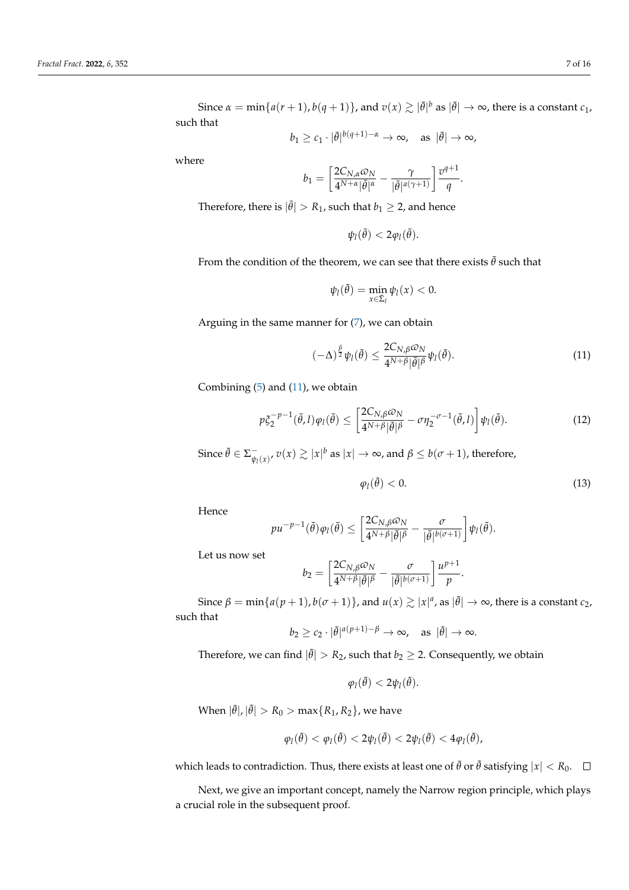Since $\alpha = \min\{a(r+1), b(q+1)\}$, and $v(x) \gtrsim |\bar{\theta}|^b$ as $|\bar{\theta}| \to \infty$, there is a constant $c_1$, such that

$$b_1 \geq c_1 \cdot |\bar{\theta}|^{b(q+1)-\alpha} \to \infty, \quad \text{as } |\bar{\theta}| \to \infty,$$

where

$$b_1 = \left[\frac{2C_{N,\alpha}\varpi_N}{4^{N+\alpha}|\bar{\theta}|^\alpha} - \frac{\gamma}{|\bar{\theta}|^{a(\gamma+1)}}\right]\frac{v^{q+1}}{q}.$$

Therefore, there is $|\bar{\theta}| > R_1$, such that $b_1 \geq 2$, and hence

$$\psi_l(\bar{\theta}) < 2\varphi_l(\bar{\theta}).$$

From the condition of the theorem, we can see that there exists $\tilde{\theta}$ such that

$$\psi_l(\tilde{\theta}) = \min_{x \in \tilde{\Sigma}_l} \psi_l(x) < 0.$$

Arguing in the same manner for (7), we can obtain

$$(-\Delta)^{\frac{\beta}{2}}\psi_l(\tilde{\theta}) \leq \frac{2C_{N,\beta}\varpi_N}{4^{N+\beta}|\tilde{\theta}|^\beta}\psi_l(\tilde{\theta}). \tag{11}$$

Combining (5) and (11), we obtain

$$p\xi_2^{-p-1}(\tilde{\theta}, l)\varphi_l(\tilde{\theta}) \leq \left[\frac{2C_{N,\beta}\varpi_N}{4^{N+\beta}|\tilde{\theta}|^\beta} - \sigma\eta_2^{-\sigma-1}(\tilde{\theta}, l)\right]\psi_l(\tilde{\theta}). \tag{12}$$

Since $\tilde{\theta} \in \Sigma^-_{\psi_l(x)}$, $v(x) \gtrsim |x|^b$ as $|x| \to \infty$, and $\beta \leq b(\sigma+1)$, therefore,

$$\varphi_l(\tilde{\theta}) < 0. \tag{13}$$

Hence

$$pu^{-p-1}(\tilde{\theta})\varphi_l(\tilde{\theta}) \leq \left[\frac{2C_{N,\beta}\varpi_N}{4^{N+\beta}|\tilde{\theta}|^\beta} - \frac{\sigma}{|\tilde{\theta}|^{b(\sigma+1)}}\right]\psi_l(\tilde{\theta}).$$

Let us now set

$$b_2 = \left[\frac{2C_{N,\beta}\varpi_N}{4^{N+\beta}|\tilde{\theta}|^\beta} - \frac{\sigma}{|\tilde{\theta}|^{b(\sigma+1)}}\right]\frac{u^{p+1}}{p}.$$

Since $\beta = \min\{a(p+1), b(\sigma+1)\}$, and $u(x) \gtrsim |x|^a$, as $|\tilde{\theta}| \to \infty$, there is a constant $c_2$, such that

$$b_2 \geq c_2 \cdot |\tilde{\theta}|^{a(p+1)-\beta} \to \infty, \quad \text{as } |\tilde{\theta}| \to \infty.$$

Therefore, we can find $|\tilde{\theta}| > R_2$, such that $b_2 \geq 2$. Consequently, we obtain

$$\varphi_l(\tilde{\theta}) < 2\psi_l(\tilde{\theta}).$$

When $|\bar{\theta}|, |\tilde{\theta}| > R_0 > \max\{R_1, R_2\}$, we have

$$\varphi_l(\bar{\theta}) < \varphi_l(\tilde{\theta}) < 2\psi_l(\tilde{\theta}) < 2\psi_l(\bar{\theta}) < 4\varphi_l(\bar{\theta}),$$

which leads to contradiction. Thus, there exists at least one of $\bar{\theta}$ or $\tilde{\theta}$ satisfying $|x| < R_0$. □

Next, we give an important concept, namely the Narrow region principle, which plays a crucial role in the subsequent proof.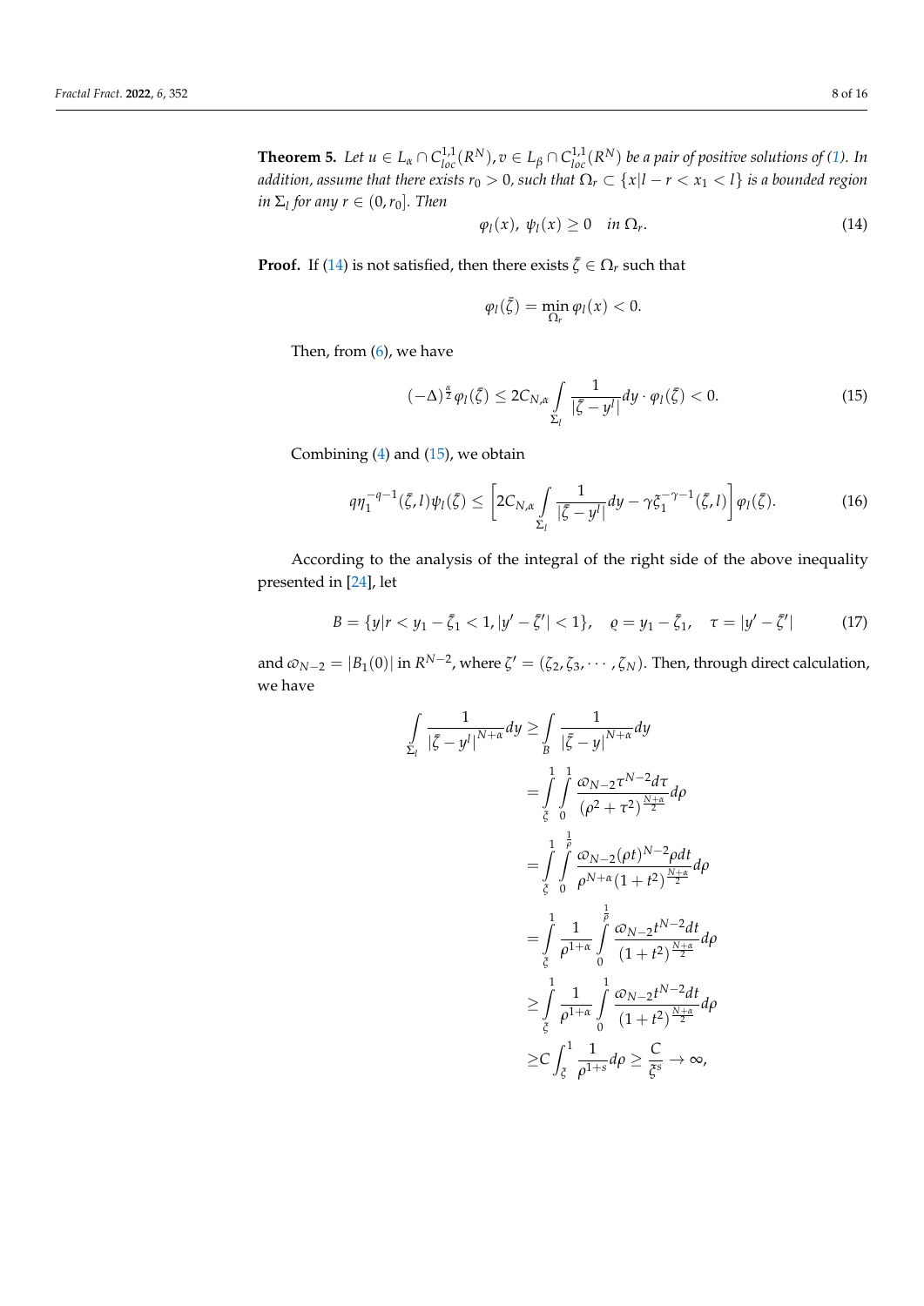**Theorem 5.** *Let $u \in L_\alpha \cap C^{1,1}_{loc}(R^N), v \in L_\beta \cap C^{1,1}_{loc}(R^N)$ be a pair of positive solutions of (1). In addition, assume that there exists $r_0 > 0$, such that $\Omega_r \subset \{x | l - r < x_1 < l\}$ is a bounded region in $\Sigma_l$ for any $r \in (0, r_0]$. Then*

$$\varphi_l(x),\ \psi_l(x) \geq 0 \quad in\ \Omega_r. \tag{14}$$

**Proof.** If (14) is not satisfied, then there exists $\bar{\zeta} \in \Omega_r$ such that

$$\varphi_l(\bar{\zeta}) = \min_{\Omega_r} \varphi_l(x) < 0.$$

Then, from (6), we have

$$(-\Delta)^{\frac{\alpha}{2}} \varphi_l(\bar{\zeta}) \leq 2C_{N,\alpha} \int_{\Sigma_l} \frac{1}{|\bar{\zeta} - y^l|} dy \cdot \varphi_l(\bar{\zeta}) < 0. \tag{15}$$

Combining (4) and (15), we obtain

$$q\eta_1^{-q-1}(\bar{\zeta}, l)\psi_l(\bar{\zeta}) \leq \left[ 2C_{N,\alpha} \int_{\Sigma_l} \frac{1}{|\bar{\zeta} - y^l|} dy - \gamma \bar{\zeta}_1^{-\gamma-1}(\bar{\zeta}, l) \right] \varphi_l(\bar{\zeta}). \tag{16}$$

According to the analysis of the integral of the right side of the above inequality presented in [24], let

$$B = \{y | r < y_1 - \bar{\zeta}_1 < 1, |y' - \bar{\zeta}'| < 1\}, \quad \varrho = y_1 - \bar{\zeta}_1, \quad \tau = |y' - \bar{\zeta}'| \tag{17}$$

and $\varpi_{N-2} = |B_1(0)|$ in $R^{N-2}$, where $\zeta' = (\zeta_2, \zeta_3, \cdots, \zeta_N)$. Then, through direct calculation, we have

$$\begin{aligned}
\int_{\Sigma_l} \frac{1}{|\bar{\zeta} - y^l|^{N+\alpha}} dy \geq & \int_B \frac{1}{|\bar{\zeta} - y|^{N+\alpha}} dy \\
= & \int_{\bar{\zeta}}^{1} \int_0^1 \frac{\varpi_{N-2} \tau^{N-2} d\tau}{(\rho^2 + \tau^2)^{\frac{N+\alpha}{2}}} d\rho \\
= & \int_{\bar{\zeta}}^{1} \int_0^{\frac{1}{\rho}} \frac{\varpi_{N-2} (\rho t)^{N-2} \rho dt}{\rho^{N+\alpha} (1 + t^2)^{\frac{N+\alpha}{2}}} d\rho \\
= & \int_{\bar{\zeta}}^{1} \frac{1}{\rho^{1+\alpha}} \int_0^{\frac{1}{\rho}} \frac{\varpi_{N-2} t^{N-2} dt}{(1 + t^2)^{\frac{N+\alpha}{2}}} d\rho \\
\geq & \int_{\bar{\zeta}}^{1} \frac{1}{\rho^{1+\alpha}} \int_0^{1} \frac{\varpi_{N-2} t^{N-2} dt}{(1 + t^2)^{\frac{N+\alpha}{2}}} d\rho \\
\geq & C \int_{\bar{\zeta}}^{1} \frac{1}{\rho^{1+s}} d\rho \geq \frac{C}{\bar{\zeta}^s} \to \infty,
\end{aligned}$$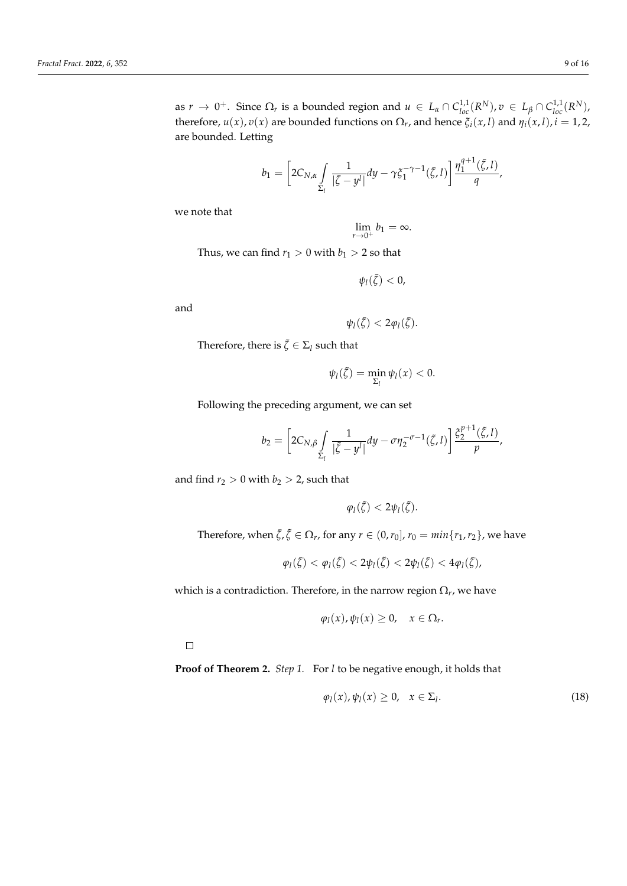as $r \to 0^+$. Since $\Omega_r$ is a bounded region and $u \in L_\alpha \cap C^{1,1}_{loc}(R^N), v \in L_\beta \cap C^{1,1}_{loc}(R^N)$, therefore, $u(x), v(x)$ are bounded functions on $\Omega_r$, and hence $\xi_i(x,l)$ and $\eta_i(x,l), i = 1,2$, are bounded. Letting

$$b_1 = \left[2C_{N,\alpha} \int\limits_{\Sigma_l} \frac{1}{|\bar{\zeta} - y^l|} dy - \gamma \xi_1^{-\gamma-1}(\bar{\zeta}, l)\right] \frac{\eta_1^{q+1}(\bar{\zeta}, l)}{q},$$

we note that

$$\lim_{r \to 0^+} b_1 = \infty.$$

Thus, we can find $r_1 > 0$ with $b_1 > 2$ so that

$$\psi_l(\bar{\zeta}) < 0,$$

and

$$\psi_l(\bar{\zeta}) < 2\varphi_l(\bar{\zeta}).$$

Therefore, there is $\tilde{\zeta} \in \Sigma_l$ such that

$$\psi_l(\tilde{\zeta}) = \min_{\Sigma_l} \psi_l(x) < 0.$$

Following the preceding argument, we can set

$$b_2 = \left[2C_{N,\beta} \int\limits_{\Sigma_l} \frac{1}{|\tilde{\zeta} - y^l|} dy - \sigma \eta_2^{-\sigma-1}(\tilde{\zeta}, l)\right] \frac{\xi_2^{p+1}(\tilde{\zeta}, l)}{p},$$

and find $r_2 > 0$ with $b_2 > 2$, such that

$$\varphi_l(\tilde{\zeta}) < 2\psi_l(\tilde{\zeta}).$$

Therefore, when $\bar{\zeta}, \tilde{\zeta} \in \Omega_r$, for any $r \in (0, r_0]$, $r_0 = min\{r_1, r_2\}$, we have

$$\varphi_l(\bar{\zeta}) < \varphi_l(\tilde{\zeta}) < 2\psi_l(\tilde{\zeta}) < 2\psi_l(\bar{\zeta}) < 4\varphi_l(\bar{\zeta}),$$

which is a contradiction. Therefore, in the narrow region $\Omega_r$, we have

$$\varphi_l(x), \psi_l(x) \geq 0, \quad x \in \Omega_r.$$

□

**Proof of Theorem 2.** *Step 1.* For $l$ to be negative enough, it holds that

$$\varphi_l(x), \psi_l(x) \geq 0, \quad x \in \Sigma_l. \tag{18}$$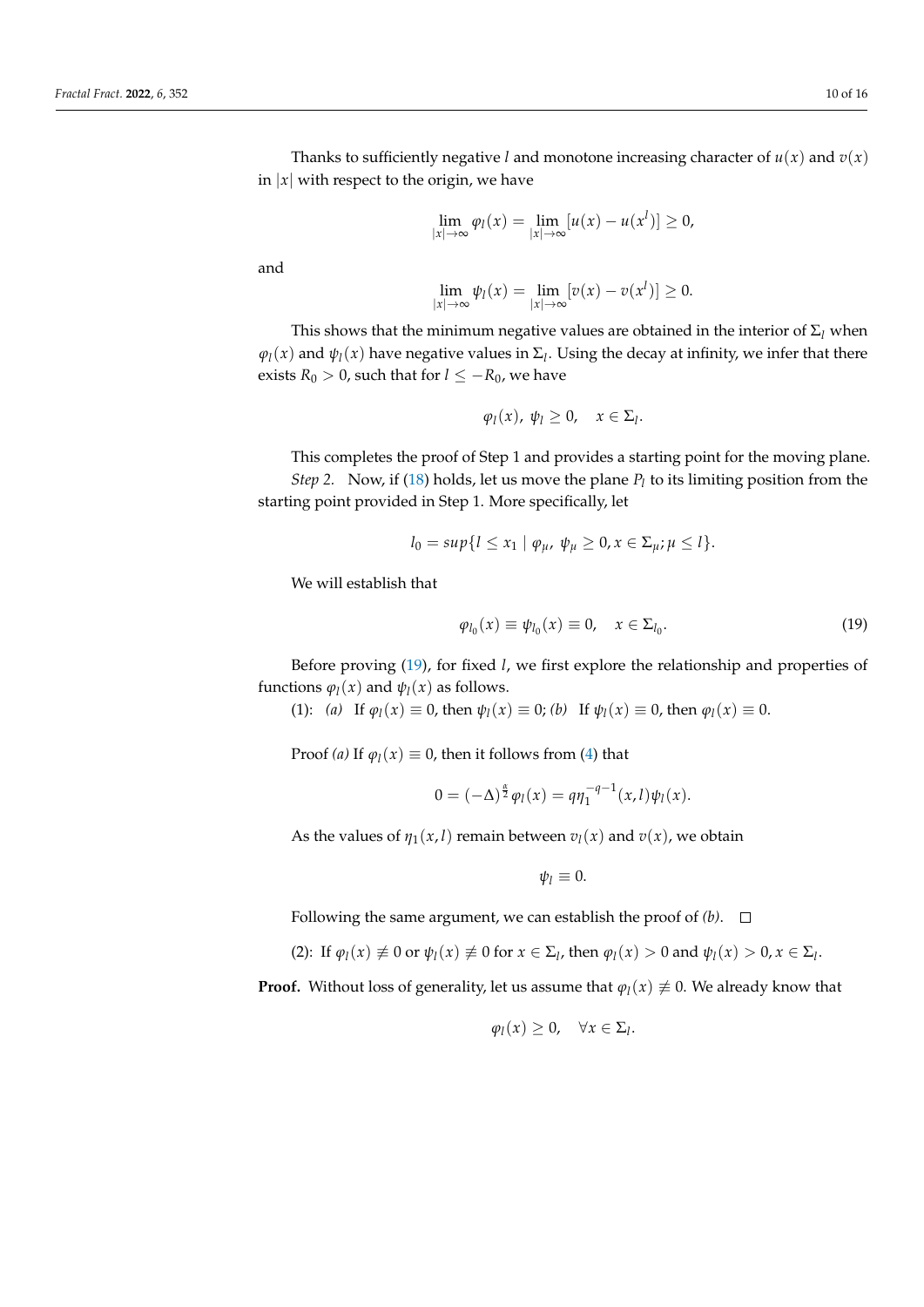Thanks to sufficiently negative $l$ and monotone increasing character of $u(x)$ and $v(x)$ in $|x|$ with respect to the origin, we have

$$\lim_{|x|\to\infty} \varphi_l(x) = \lim_{|x|\to\infty} [u(x) - u(x^l)] \geq 0,$$

and

$$\lim_{|x|\to\infty} \psi_l(x) = \lim_{|x|\to\infty} [v(x) - v(x^l)] \geq 0.$$

This shows that the minimum negative values are obtained in the interior of $\Sigma_l$ when $\varphi_l(x)$ and $\psi_l(x)$ have negative values in $\Sigma_l$. Using the decay at infinity, we infer that there exists $R_0 > 0$, such that for $l \leq -R_0$, we have

$$\varphi_l(x),\ \psi_l \geq 0, \quad x \in \Sigma_l.$$

This completes the proof of Step 1 and provides a starting point for the moving plane.

*Step 2.* Now, if (18) holds, let us move the plane $P_l$ to its limiting position from the starting point provided in Step 1. More specifically, let

$$l_0 = sup\{l \leq x_1 \mid \varphi_\mu,\ \psi_\mu \geq 0, x \in \Sigma_\mu; \mu \leq l\}.$$

We will establish that

$$\varphi_{l_0}(x) \equiv \psi_{l_0}(x) \equiv 0, \quad x \in \Sigma_{l_0}. \tag{19}$$

Before proving (19), for fixed $l$, we first explore the relationship and properties of functions $\varphi_l(x)$ and $\psi_l(x)$ as follows.

(1): *(a)* If $\varphi_l(x) \equiv 0$, then $\psi_l(x) \equiv 0$; *(b)* If $\psi_l(x) \equiv 0$, then $\varphi_l(x) \equiv 0$.

Proof *(a)* If $\varphi_l(x) \equiv 0$, then it follows from (4) that

$$0 = (-\Delta)^{\frac{\alpha}{2}} \varphi_l(x) = q\eta_1^{-q-1}(x,l)\psi_l(x).$$

As the values of $\eta_1(x,l)$ remain between $v_l(x)$ and $v(x)$, we obtain

$$\psi_l \equiv 0.$$

Following the same argument, we can establish the proof of *(b)*. □

(2): If $\varphi_l(x) \not\equiv 0$ or $\psi_l(x) \not\equiv 0$ for $x \in \Sigma_l$, then $\varphi_l(x) > 0$ and $\psi_l(x) > 0, x \in \Sigma_l$.

**Proof.** Without loss of generality, let us assume that $\varphi_l(x) \not\equiv 0$. We already know that

$$\varphi_l(x) \geq 0, \quad \forall x \in \Sigma_l.$$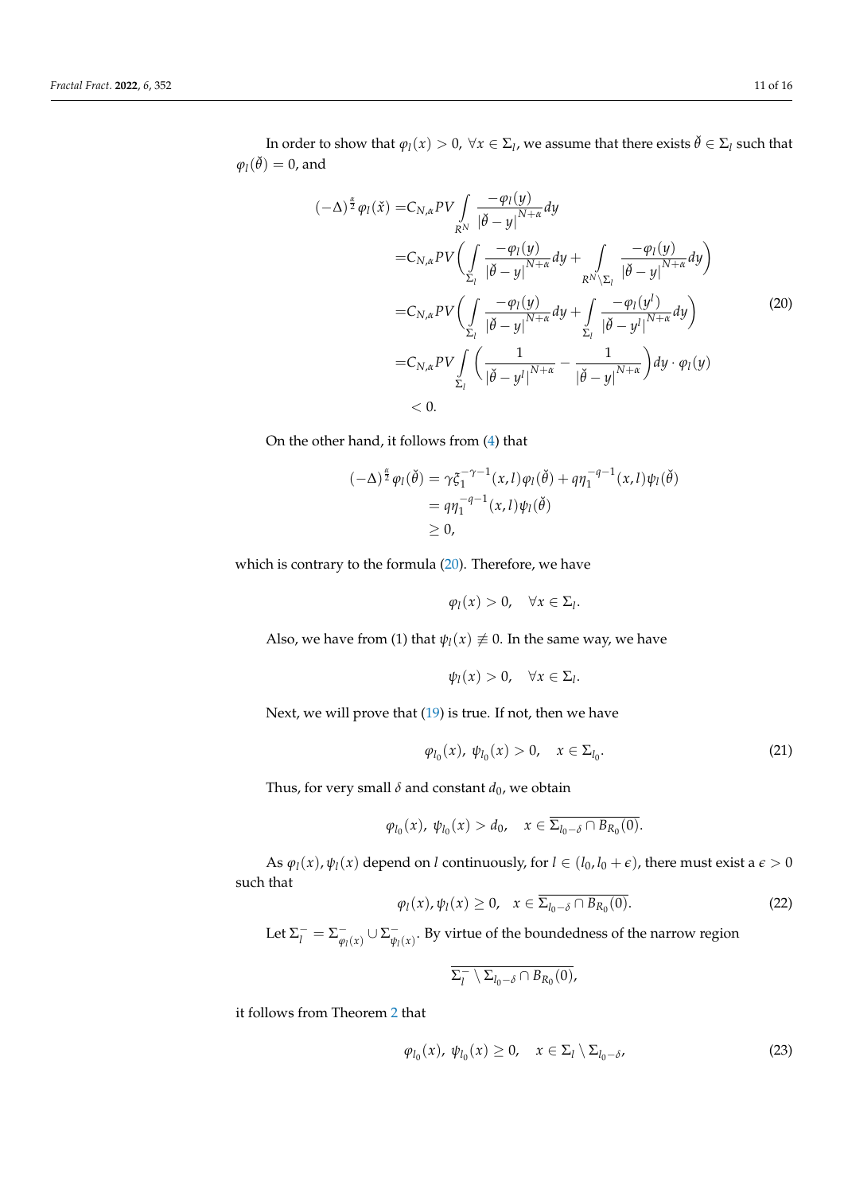In order to show that $\varphi_l(x) > 0,\ \forall x \in \Sigma_l$, we assume that there exists $\check{\theta} \in \Sigma_l$ such that $\varphi_l(\check{\theta}) = 0$, and

$$
\begin{aligned}
(-\Delta)^{\frac{\alpha}{2}} \varphi_l(\check{x}) =& C_{N,\alpha} PV \int\limits_{R^N} \frac{-\varphi_l(y)}{|\check{\theta} - y|^{N+\alpha}} dy \\
=& C_{N,\alpha} PV \Bigg( \int\limits_{\Sigma_l} \frac{-\varphi_l(y)}{|\check{\theta} - y|^{N+\alpha}} dy + \int\limits_{R^N \setminus \Sigma_l} \frac{-\varphi_l(y)}{|\check{\theta} - y|^{N+\alpha}} dy \Bigg) \\
=& C_{N,\alpha} PV \Bigg( \int\limits_{\Sigma_l} \frac{-\varphi_l(y)}{|\check{\theta} - y|^{N+\alpha}} dy + \int\limits_{\Sigma_l} \frac{-\varphi_l(y^l)}{|\check{\theta} - y^l|^{N+\alpha}} dy \Bigg) \\
=& C_{N,\alpha} PV \int\limits_{\Sigma_l} \Bigg( \frac{1}{|\check{\theta} - y^l|^{N+\alpha}} - \frac{1}{|\check{\theta} - y|^{N+\alpha}} \Bigg) dy \cdot \varphi_l(y) \\
&< 0.
\end{aligned}
\tag{20}
$$

On the other hand, it follows from (4) that

$$
\begin{aligned}
(-\Delta)^{\frac{\alpha}{2}} \varphi_l(\check{\theta}) &= \gamma \xi_1^{-\gamma-1}(x,l) \varphi_l(\check{\theta}) + q \eta_1^{-q-1}(x,l) \psi_l(\check{\theta}) \\
&= q \eta_1^{-q-1}(x,l) \psi_l(\check{\theta}) \\
&\geq 0,
\end{aligned}
$$

which is contrary to the formula (20). Therefore, we have

$$
\varphi_l(x) > 0, \quad \forall x \in \Sigma_l.
$$

Also, we have from (1) that $\psi_l(x) \not\equiv 0$. In the same way, we have

$$
\psi_l(x) > 0, \quad \forall x \in \Sigma_l.
$$

Next, we will prove that (19) is true. If not, then we have

$$
\varphi_{l_0}(x),\ \psi_{l_0}(x) > 0, \quad x \in \Sigma_{l_0}. \tag{21}
$$

Thus, for very small $\delta$ and constant $d_0$, we obtain

$$
\varphi_{l_0}(x),\ \psi_{l_0}(x) > d_0, \quad x \in \overline{\Sigma_{l_0-\delta} \cap B_{R_0}(0)}.
$$

As $\varphi_l(x), \psi_l(x)$ depend on $l$ continuously, for $l \in (l_0, l_0 + \epsilon)$, there must exist a $\epsilon > 0$ such that

$$
\varphi_l(x), \psi_l(x) \geq 0, \quad x \in \overline{\Sigma_{l_0-\delta} \cap B_{R_0}(0)}. \tag{22}
$$

Let $\Sigma_l^- = \Sigma_{\varphi_l(x)}^- \cup \Sigma_{\psi_l(x)}^-$. By virtue of the boundedness of the narrow region

$$
\overline{\Sigma_l^- \setminus \Sigma_{l_0-\delta} \cap B_{R_0}(0)},
$$

it follows from Theorem 2 that

$$
\varphi_{l_0}(x),\ \psi_{l_0}(x) \geq 0, \quad x \in \Sigma_l \setminus \Sigma_{l_0-\delta}, \tag{23}
$$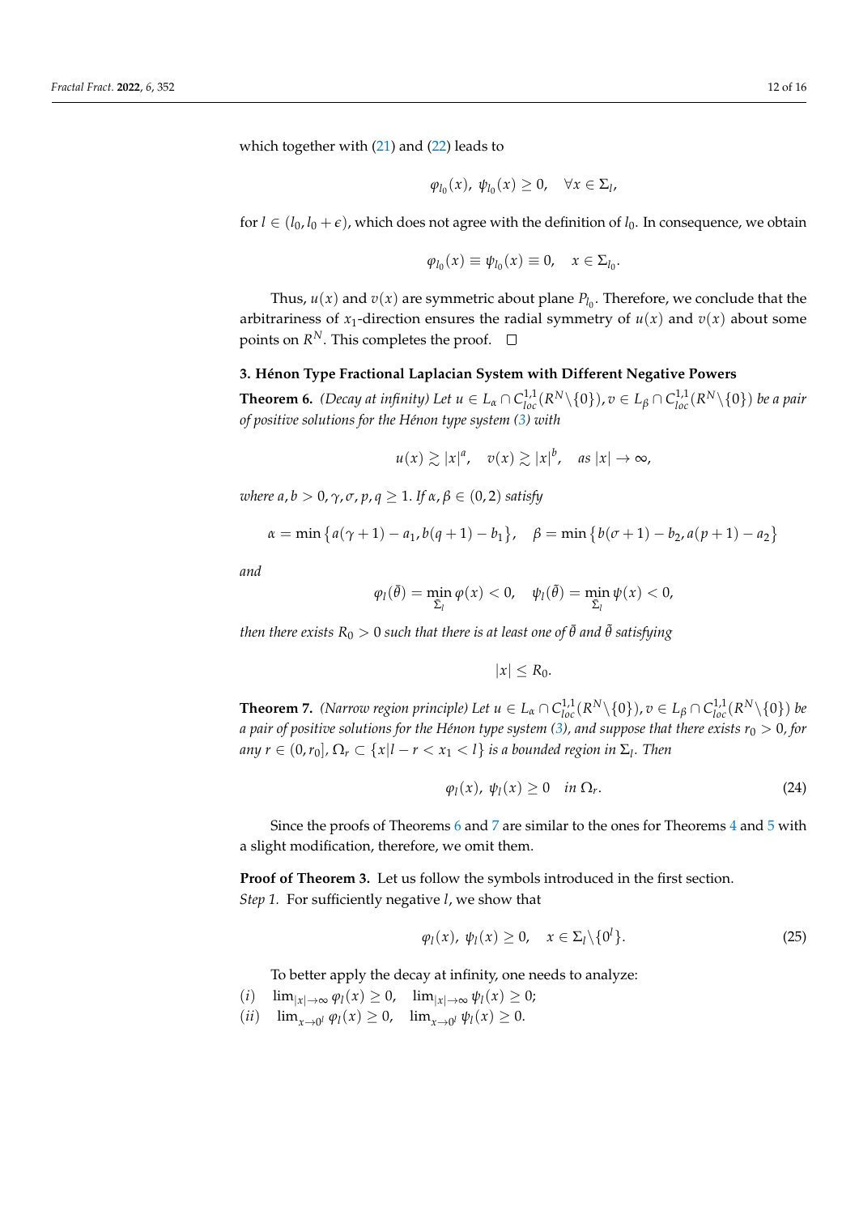which together with (21) and (22) leads to

$$\varphi_{l_0}(x),\ \psi_{l_0}(x) \geq 0, \quad \forall x \in \Sigma_l,$$

for $l \in (l_0, l_0 + \epsilon)$, which does not agree with the definition of $l_0$. In consequence, we obtain

$$\varphi_{l_0}(x) \equiv \psi_{l_0}(x) \equiv 0, \quad x \in \Sigma_{l_0}.$$

Thus, $u(x)$ and $v(x)$ are symmetric about plane $P_{l_0}$. Therefore, we conclude that the arbitrariness of $x_1$-direction ensures the radial symmetry of $u(x)$ and $v(x)$ about some points on $R^N$. This completes the proof. □

## 3. Hénon Type Fractional Laplacian System with Different Negative Powers

**Theorem 6.** *(Decay at infinity) Let $u \in L_\alpha \cap C^{1,1}_{loc}(R^N \backslash \{0\}), v \in L_\beta \cap C^{1,1}_{loc}(R^N \backslash \{0\})$ be a pair of positive solutions for the Hénon type system (3) with*

$$u(x) \gtrsim |x|^a, \quad v(x) \gtrsim |x|^b, \quad as\ |x| \to \infty,$$

*where $a, b > 0, \gamma, \sigma, p, q \geq 1$. If $\alpha, \beta \in (0, 2)$ satisfy*

$$\alpha = \min\left\{a(\gamma+1) - a_1, b(q+1) - b_1\right\}, \quad \beta = \min\left\{b(\sigma+1) - b_2, a(p+1) - a_2\right\}$$

*and*

$$\varphi_l(\bar{\theta}) = \min_{\Sigma_l} \varphi(x) < 0, \quad \psi_l(\tilde{\theta}) = \min_{\Sigma_l} \psi(x) < 0,$$

*then there exists $R_0 > 0$ such that there is at least one of $\bar{\theta}$ and $\tilde{\theta}$ satisfying*

$$|x| \leq R_0.$$

**Theorem 7.** *(Narrow region principle) Let $u \in L_\alpha \cap C^{1,1}_{loc}(R^N \backslash \{0\}), v \in L_\beta \cap C^{1,1}_{loc}(R^N \backslash \{0\})$ be a pair of positive solutions for the Hénon type system (3), and suppose that there exists $r_0 > 0$, for any $r \in (0, r_0]$, $\Omega_r \subset \{x | l - r < x_1 < l\}$ is a bounded region in $\Sigma_l$. Then*

$$\varphi_l(x),\ \psi_l(x) \geq 0 \quad in\ \Omega_r. \tag{24}$$

Since the proofs of Theorems 6 and 7 are similar to the ones for Theorems 4 and 5 with a slight modification, therefore, we omit them.

**Proof of Theorem 3.** Let us follow the symbols introduced in the first section.
*Step 1.* For sufficiently negative $l$, we show that

$$\varphi_l(x),\ \psi_l(x) \geq 0, \quad x \in \Sigma_l \backslash \{0^l\}. \tag{25}$$

To better apply the decay at infinity, one needs to analyze:

$(i)$ $\lim_{|x| \to \infty} \varphi_l(x) \geq 0, \quad \lim_{|x| \to \infty} \psi_l(x) \geq 0;$
$(ii)$ $\lim_{x \to 0^l} \varphi_l(x) \geq 0, \quad \lim_{x \to 0^l} \psi_l(x) \geq 0.$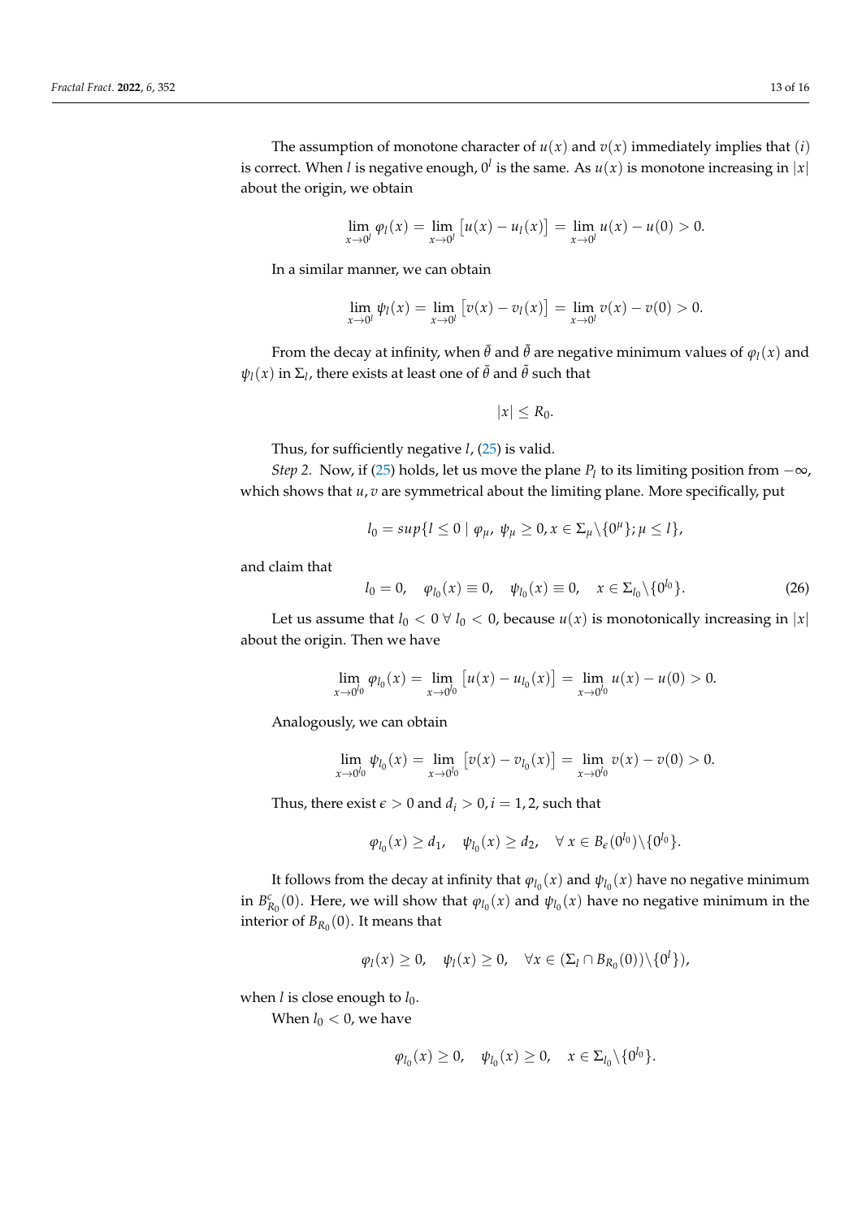The assumption of monotone character of $u(x)$ and $v(x)$ immediately implies that $(i)$ is correct. When $l$ is negative enough, $0^l$ is the same. As $u(x)$ is monotone increasing in $|x|$ about the origin, we obtain

$$\lim_{x \to 0^l} \varphi_l(x) = \lim_{x \to 0^l} \left[ u(x) - u_l(x) \right] = \lim_{x \to 0^l} u(x) - u(0) > 0.$$

In a similar manner, we can obtain

$$\lim_{x \to 0^l} \psi_l(x) = \lim_{x \to 0^l} \left[ v(x) - v_l(x) \right] = \lim_{x \to 0^l} v(x) - v(0) > 0.$$

From the decay at infinity, when $\tilde{\theta}$ and $\tilde{\theta}$ are negative minimum values of $\varphi_l(x)$ and $\psi_l(x)$ in $\Sigma_l$, there exists at least one of $\tilde{\theta}$ and $\tilde{\theta}$ such that

$$|x| \leq R_0.$$

Thus, for sufficiently negative $l$, (25) is valid.

*Step 2.* Now, if (25) holds, let us move the plane $P_l$ to its limiting position from $-\infty$, which shows that $u, v$ are symmetrical about the limiting plane. More specifically, put

$$l_0 = sup\{l \leq 0 \mid \varphi_\mu,\ \psi_\mu \geq 0, x \in \Sigma_\mu \backslash \{0^\mu\}; \mu \leq l\},$$

and claim that

$$l_0 = 0, \quad \varphi_{l_0}(x) \equiv 0, \quad \psi_{l_0}(x) \equiv 0, \quad x \in \Sigma_{l_0} \backslash \{0^{l_0}\}. \tag{26}$$

Let us assume that $l_0 < 0 \ \forall \ l_0 < 0$, because $u(x)$ is monotonically increasing in $|x|$ about the origin. Then we have

$$\lim_{x \to 0^{l_0}} \varphi_{l_0}(x) = \lim_{x \to 0^{l_0}} \left[ u(x) - u_{l_0}(x) \right] = \lim_{x \to 0^{l_0}} u(x) - u(0) > 0.$$

Analogously, we can obtain

$$\lim_{x \to 0^{l_0}} \psi_{l_0}(x) = \lim_{x \to 0^{l_0}} \left[ v(x) - v_{l_0}(x) \right] = \lim_{x \to 0^{l_0}} v(x) - v(0) > 0.$$

Thus, there exist $\epsilon > 0$ and $d_i > 0, i = 1, 2$, such that

$$\varphi_{l_0}(x) \geq d_1, \quad \psi_{l_0}(x) \geq d_2, \quad \forall \ x \in B_\epsilon(0^{l_0}) \backslash \{0^{l_0}\}.$$

It follows from the decay at infinity that $\varphi_{l_0}(x)$ and $\psi_{l_0}(x)$ have no negative minimum in $B^c_{R_0}(0)$. Here, we will show that $\varphi_{l_0}(x)$ and $\psi_{l_0}(x)$ have no negative minimum in the interior of $B_{R_0}(0)$. It means that

$$\varphi_l(x) \geq 0, \quad \psi_l(x) \geq 0, \quad \forall x \in (\Sigma_l \cap B_{R_0}(0)) \backslash \{0^l\}),$$

when $l$ is close enough to $l_0$.

When $l_0 < 0$, we have

$$\varphi_{l_0}(x) \geq 0, \quad \psi_{l_0}(x) \geq 0, \quad x \in \Sigma_{l_0} \backslash \{0^{l_0}\}.$$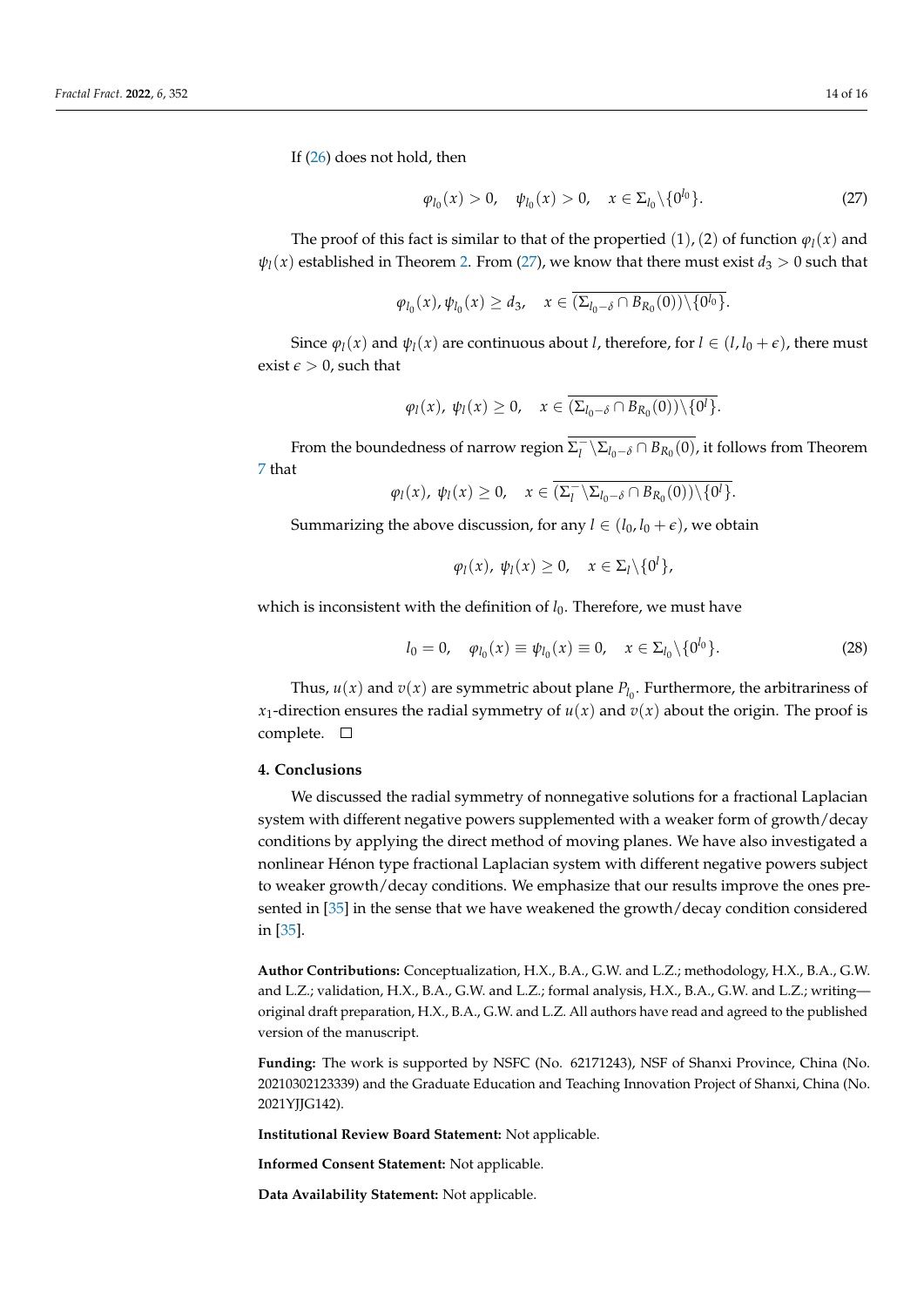If (26) does not hold, then

$$\varphi_{l_0}(x) > 0, \quad \psi_{l_0}(x) > 0, \quad x \in \Sigma_{l_0} \backslash \{0^{l_0}\}. \tag{27}$$

The proof of this fact is similar to that of the propertied (1), (2) of function $\varphi_l(x)$ and $\psi_l(x)$ established in Theorem 2. From (27), we know that there must exist $d_3 > 0$ such that

$$\varphi_{l_0}(x), \psi_{l_0}(x) \geq d_3, \quad x \in \overline{(\Sigma_{l_0-\delta} \cap B_{R_0}(0)) \backslash \{0^{l_0}\}}.$$

Since $\varphi_l(x)$ and $\psi_l(x)$ are continuous about $l$, therefore, for $l \in (l, l_0 + \epsilon)$, there must exist $\epsilon > 0$, such that

$$\varphi_l(x),\ \psi_l(x) \geq 0, \quad x \in \overline{(\Sigma_{l_0-\delta} \cap B_{R_0}(0)) \backslash \{0^l\}}.$$

From the boundedness of narrow region $\overline{\Sigma_l^- \backslash \Sigma_{l_0-\delta} \cap B_{R_0}(0)}$, it follows from Theorem 7 that

$$\varphi_l(x),\ \psi_l(x) \geq 0, \quad x \in \overline{(\Sigma_l^- \backslash \Sigma_{l_0-\delta} \cap B_{R_0}(0)) \backslash \{0^l\}}.$$

Summarizing the above discussion, for any $l \in (l_0, l_0 + \epsilon)$, we obtain

$$\varphi_l(x),\ \psi_l(x) \geq 0, \quad x \in \Sigma_l \backslash \{0^l\},$$

which is inconsistent with the definition of $l_0$. Therefore, we must have

$$l_0 = 0, \quad \varphi_{l_0}(x) \equiv \psi_{l_0}(x) \equiv 0, \quad x \in \Sigma_{l_0} \backslash \{0^{l_0}\}. \tag{28}$$

Thus, $u(x)$ and $v(x)$ are symmetric about plane $P_{l_0}$. Furthermore, the arbitrariness of $x_1$-direction ensures the radial symmetry of $u(x)$ and $v(x)$ about the origin. The proof is complete. □

## 4. Conclusions

We discussed the radial symmetry of nonnegative solutions for a fractional Laplacian system with different negative powers supplemented with a weaker form of growth/decay conditions by applying the direct method of moving planes. We have also investigated a nonlinear Hénon type fractional Laplacian system with different negative powers subject to weaker growth/decay conditions. We emphasize that our results improve the ones presented in [35] in the sense that we have weakened the growth/decay condition considered in [35].

**Author Contributions:** Conceptualization, H.X., B.A., G.W. and L.Z.; methodology, H.X., B.A., G.W. and L.Z.; validation, H.X., B.A., G.W. and L.Z.; formal analysis, H.X., B.A., G.W. and L.Z.; writing—original draft preparation, H.X., B.A., G.W. and L.Z. All authors have read and agreed to the published version of the manuscript.

**Funding:** The work is supported by NSFC (No. 62171243), NSF of Shanxi Province, China (No. 20210302123339) and the Graduate Education and Teaching Innovation Project of Shanxi, China (No. 2021YJJG142).

**Institutional Review Board Statement:** Not applicable.

**Informed Consent Statement:** Not applicable.

**Data Availability Statement:** Not applicable.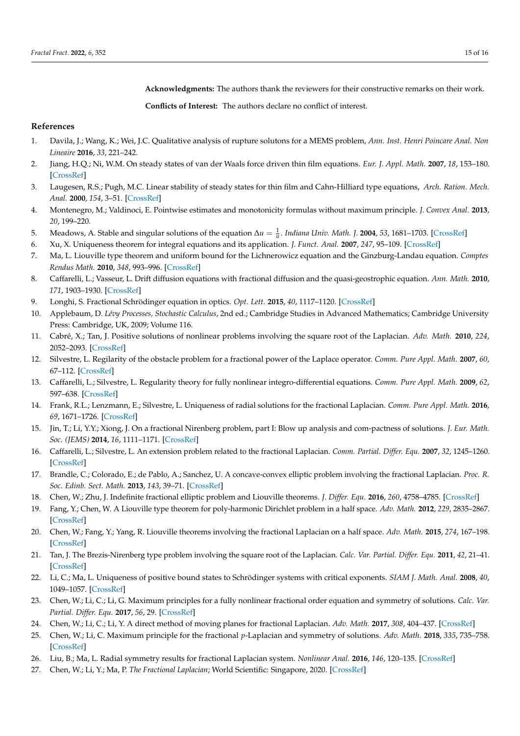**Acknowledgments:** The authors thank the reviewers for their constructive remarks on their work.

**Conflicts of Interest:** The authors declare no conflict of interest.

## References

1. Davila, J.; Wang, K.; Wei, J.C. Qualitative analysis of rupture solutons for a MEMS problem, *Ann. Inst. Henri Poincare Anal. Non Lineaire* **2016**, *33*, 221–242.
2. Jiang, H.Q.; Ni, W.M. On steady states of van der Waals force driven thin film equations. *Eur. J. Appl. Math.* **2007**, *18*, 153–180. [CrossRef]
3. Laugesen, R.S.; Pugh, M.C. Linear stability of steady states for thin film and Cahn-Hilliard type equations, *Arch. Ration. Mech. Anal.* **2000**, *154*, 3–51. [CrossRef]
4. Montenegro, M.; Valdinoci, E. Pointwise estimates and monotonicity formulas without maximum principle. *J. Convex Anal.* **2013**, *20*, 199–220.
5. Meadows, A. Stable and singular solutions of the equation $\Delta u = \frac{1}{u}$. *Indiana Univ. Math. J.* **2004**, *53*, 1681–1703. [CrossRef]
6. Xu, X. Uniqueness theorem for integral equations and its application. *J. Funct. Anal.* **2007**, *247*, 95–109. [CrossRef]
7. Ma, L. Liouville type theorem and uniform bound for the Lichnerowicz equation and the Ginzburg-Landau equation. *Comptes Rendus Math.* **2010**, *348*, 993–996. [CrossRef]
8. Caffarelli, L.; Vasseur, L. Drift diffusion equations with fractional diffusion and the quasi-geostrophic equation. *Ann. Math.* **2010**, *171*, 1903–1930. [CrossRef]
9. Longhi, S. Fractional Schrödinger equation in optics. *Opt. Lett.* **2015**, *40*, 1117–1120. [CrossRef]
10. Applebaum, D. *Lévy Processes, Stochastic Calculus*, 2nd ed.; Cambridge Studies in Advanced Mathematics; Cambridge University Press: Cambridge, UK, 2009; Volume 116.
11. Cabré, X.; Tan, J. Positive solutions of nonlinear problems involving the square root of the Laplacian. *Adv. Math.* **2010**, *224*, 2052–2093. [CrossRef]
12. Silvestre, L. Regularity of the obstacle problem for a fractional power of the Laplace operator. *Comm. Pure Appl. Math.* **2007**, *60*, 67–112. [CrossRef]
13. Caffarelli, L.; Silvestre, L. Regularity theory for fully nonlinear integro-differential equations. *Comm. Pure Appl. Math.* **2009**, *62*, 597–638. [CrossRef]
14. Frank, R.L.; Lenzmann, E.; Silvestre, L. Uniqueness of radial solutions for the fractional Laplacian. *Comm. Pure Appl. Math.* **2016**, *69*, 1671–1726. [CrossRef]
15. Jin, T.; Li, Y.Y.; Xiong, J. On a fractional Nirenberg problem, part I: Blow up analysis and com-pactness of solutions. *J. Eur. Math. Soc. (JEMS)* **2014**, *16*, 1111–1171. [CrossRef]
16. Caffarelli, L.; Silvestre, L. An extension problem related to the fractional Laplacian. *Comm. Partial. Differ. Equ.* **2007**, *32*, 1245–1260. [CrossRef]
17. Brandle, C.; Colorado, E.; de Pablo, A.; Sanchez, U. A concave-convex elliptic problem involving the fractional Laplacian. *Proc. R. Soc. Edinb. Sect. Math.* **2013**, *143*, 39–71. [CrossRef]
18. Chen, W.; Zhu, J. Indefinite fractional elliptic problem and Liouville theorems. *J. Differ. Equ.* **2016**, *260*, 4758–4785. [CrossRef]
19. Fang, Y.; Chen, W. A Liouville type theorem for poly-harmonic Dirichlet problem in a half space. *Adv. Math.* **2012**, *229*, 2835–2867. [CrossRef]
20. Chen, W.; Fang, Y.; Yang, R. Liouville theorems involving the fractional Laplacian on a half space. *Adv. Math.* **2015**, *274*, 167–198. [CrossRef]
21. Tan, J. The Brezis-Nirenberg type problem involving the square root of the Laplacian. *Calc. Var. Partial. Differ. Equ.* **2011**, *42*, 21–41. [CrossRef]
22. Li, C.; Ma, L. Uniqueness of positive bound states to Schrödinger systems with critical exponents. *SIAM J. Math. Anal.* **2008**, *40*, 1049–1057. [CrossRef]
23. Chen, W.; Li, C.; Li, G. Maximum principles for a fully nonlinear fractional order equation and symmetry of solutions. *Calc. Var. Partial. Differ. Equ.* **2017**, *56*, 29. [CrossRef]
24. Chen, W.; Li, C.; Li, Y. A direct method of moving planes for fractional Laplacian. *Adv. Math.* **2017**, *308*, 404–437. [CrossRef]
25. Chen, W.; Li, C. Maximum principle for the fractional $p$-Laplacian and symmetry of solutions. *Adv. Math.* **2018**, *335*, 735–758. [CrossRef]
26. Liu, B.; Ma, L. Radial symmetry results for fractional Laplacian system. *Nonlinear Anal.* **2016**, *146*, 120–135. [CrossRef]
27. Chen, W.; Li, Y.; Ma, P. *The Fractional Laplacian*; World Scientific: Singapore, 2020. [CrossRef]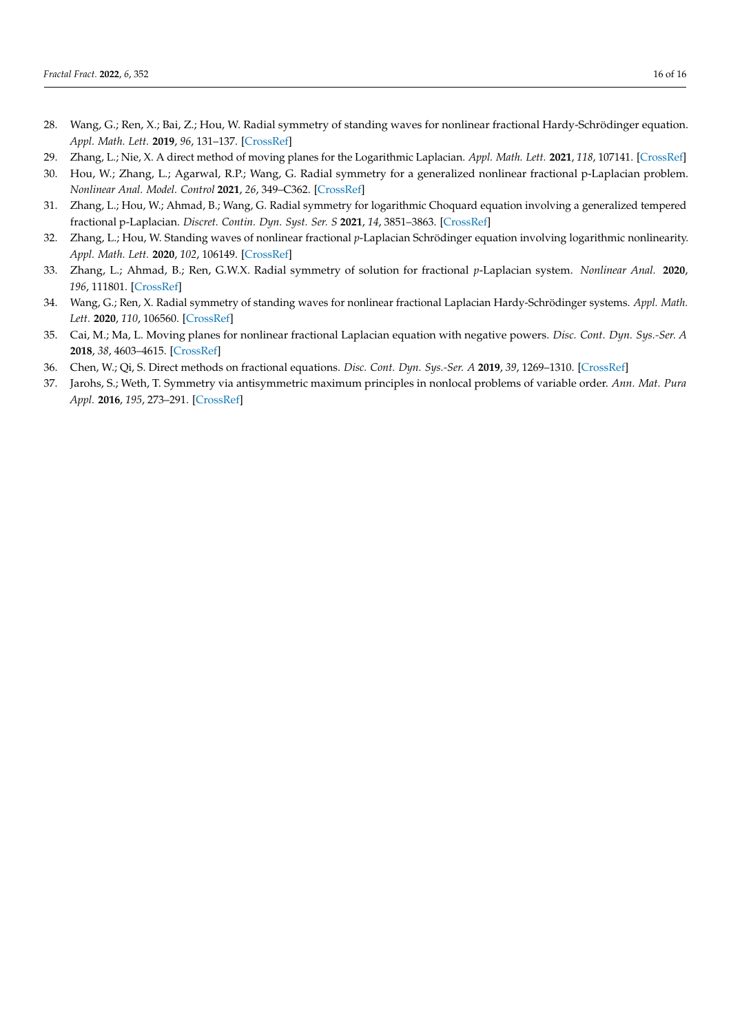28. Wang, G.; Ren, X.; Bai, Z.; Hou, W. Radial symmetry of standing waves for nonlinear fractional Hardy-Schrödinger equation. *Appl. Math. Lett.* **2019**, *96*, 131–137. [CrossRef]
29. Zhang, L.; Nie, X. A direct method of moving planes for the Logarithmic Laplacian. *Appl. Math. Lett.* **2021**, *118*, 107141. [CrossRef]
30. Hou, W.; Zhang, L.; Agarwal, R.P.; Wang, G. Radial symmetry for a generalized nonlinear fractional p-Laplacian problem. *Nonlinear Anal. Model. Control* **2021**, *26*, 349–C362. [CrossRef]
31. Zhang, L.; Hou, W.; Ahmad, B.; Wang, G. Radial symmetry for logarithmic Choquard equation involving a generalized tempered fractional p-Laplacian. *Discret. Contin. Dyn. Syst. Ser. S* **2021**, *14*, 3851–3863. [CrossRef]
32. Zhang, L.; Hou, W. Standing waves of nonlinear fractional *p*-Laplacian Schrödinger equation involving logarithmic nonlinearity. *Appl. Math. Lett.* **2020**, *102*, 106149. [CrossRef]
33. Zhang, L.; Ahmad, B.; Ren, G.W.X. Radial symmetry of solution for fractional *p*-Laplacian system. *Nonlinear Anal.* **2020**, *196*, 111801. [CrossRef]
34. Wang, G.; Ren, X. Radial symmetry of standing waves for nonlinear fractional Laplacian Hardy-Schrödinger systems. *Appl. Math. Lett.* **2020**, *110*, 106560. [CrossRef]
35. Cai, M.; Ma, L. Moving planes for nonlinear fractional Laplacian equation with negative powers. *Disc. Cont. Dyn. Sys.-Ser. A* **2018**, *38*, 4603–4615. [CrossRef]
36. Chen, W.; Qi, S. Direct methods on fractional equations. *Disc. Cont. Dyn. Sys.-Ser. A* **2019**, *39*, 1269–1310. [CrossRef]
37. Jarohs, S.; Weth, T. Symmetry via antisymmetric maximum principles in nonlocal problems of variable order. *Ann. Mat. Pura Appl.* **2016**, *195*, 273–291. [CrossRef]